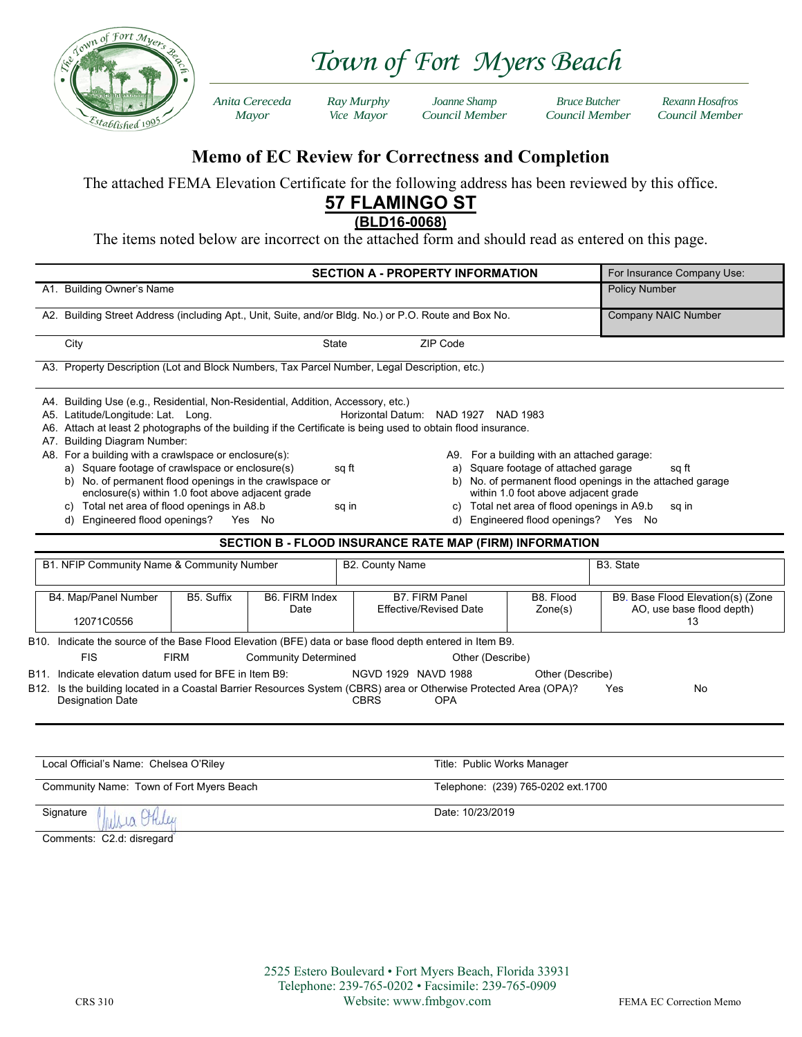# Town of Fort Myers Beach

| Anita Cereceda | Ray Murphy | Joanne Shamp | Bruce Butcher | Rexann Hosafros |
|---|---|---|---|---|
| Mayor | Vice Mayor | Council Member | Council Member | Council Member |

## Memo of EC Review for Correctness and Completion

The attached FEMA Elevation Certificate for the following address has been reviewed by this office.

**57 FLAMINGO ST**

**(BLD16-0068)**

The items noted below are incorrect on the attached form and should read as entered on this page.

| SECTION A - PROPERTY INFORMATION | For Insurance Company Use: |
|---|---|
| A1. Building Owner's Name | Policy Number |
| A2. Building Street Address (including Apt., Unit, Suite, and/or Bldg. No.) or P.O. Route and Box No. | Company NAIC Number |
| City State ZIP Code | |
| A3. Property Description (Lot and Block Numbers, Tax Parcel Number, Legal Description, etc.) | |

A4. Building Use (e.g., Residential, Non-Residential, Addition, Accessory, etc.)
A5. Latitude/Longitude: Lat. Long. Horizontal Datum: NAD 1927 NAD 1983
A6. Attach at least 2 photographs of the building if the Certificate is being used to obtain flood insurance.
A7. Building Diagram Number:
A8. For a building with a crawlspace or enclosure(s):
- a) Square footage of crawlspace or enclosure(s) sq ft
- b) No. of permanent flood openings in the crawlspace or enclosure(s) within 1.0 foot above adjacent grade
- c) Total net area of flood openings in A8.b sq in
- d) Engineered flood openings? Yes No

A9. For a building with an attached garage:
- a) Square footage of attached garage sq ft
- b) No. of permanent flood openings in the attached garage within 1.0 foot above adjacent grade
- c) Total net area of flood openings in A9.b sq in
- d) Engineered flood openings? Yes No

### SECTION B - FLOOD INSURANCE RATE MAP (FIRM) INFORMATION

| B1. NFIP Community Name & Community Number | B2. County Name | B3. State |
|---|---|---|
| | | |

| B4. Map/Panel Number | B5. Suffix | B6. FIRM Index Date | B7. FIRM Panel Effective/Revised Date | B8. Flood Zone(s) | B9. Base Flood Elevation(s) (Zone AO, use base flood depth) |
|---|---|---|---|---|---|
| 12071C0556 | | | | | 13 |

B10. Indicate the source of the Base Flood Elevation (BFE) data or base flood depth entered in Item B9.
FIS FIRM Community Determined Other (Describe)

B11. Indicate elevation datum used for BFE in Item B9: NGVD 1929 NAVD 1988 Other (Describe)

B12. Is the building located in a Coastal Barrier Resources System (CBRS) area or Otherwise Protected Area (OPA)? Yes No
Designation Date CBRS OPA

| | |
|---|---|
| Local Official's Name: Chelsea O'Riley | Title: Public Works Manager |
| Community Name: Town of Fort Myers Beach | Telephone: (239) 765-0202 ext.1700 |
| Signature Chelsea O'Riley | Date: 10/23/2019 |

Comments: C2.d: disregard

2525 Estero Boulevard • Fort Myers Beach, Florida 33931
Telephone: 239-765-0202 • Facsimile: 239-765-0909
Website: www.fmbgov.com

CRS 310 FEMA EC Correction Memo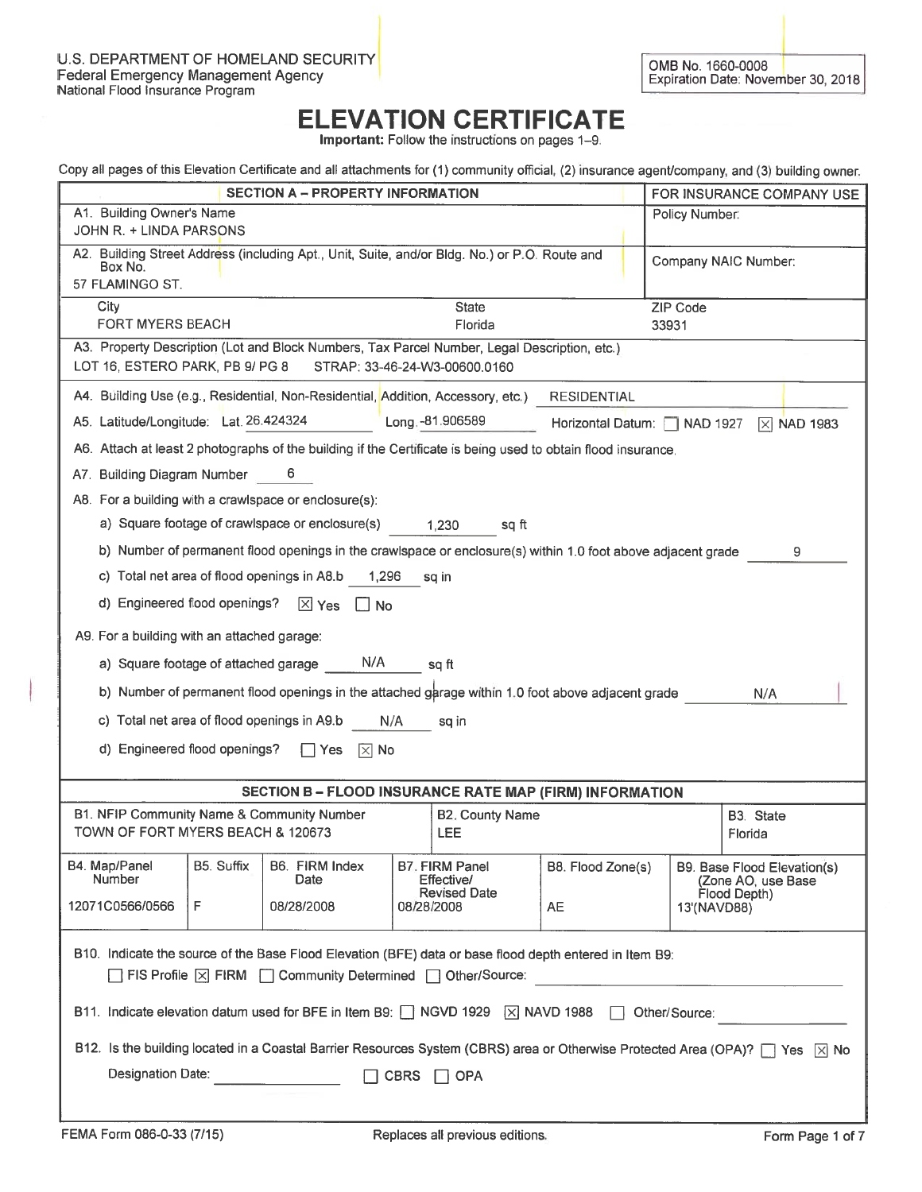U.S. DEPARTMENT OF HOMELAND SECURITY
Federal Emergency Management Agency
National Flood Insurance Program

OMB No. 1660-0008
Expiration Date: November 30, 2018

# ELEVATION CERTIFICATE

**Important:** Follow the instructions on pages 1–9.

Copy all pages of this Elevation Certificate and all attachments for (1) community official, (2) insurance agent/company, and (3) building owner.

## SECTION A – PROPERTY INFORMATION

**FOR INSURANCE COMPANY USE**
Policy Number:
Company NAIC Number:

A1. Building Owner's Name
JOHN R. + LINDA PARSONS

A2. Building Street Address (including Apt., Unit, Suite, and/or Bldg. No.) or P.O. Route and Box No.
57 FLAMINGO ST.

| City | State | ZIP Code |
|---|---|---|
| FORT MYERS BEACH | Florida | 33931 |

A3. Property Description (Lot and Block Numbers, Tax Parcel Number, Legal Description, etc.)
LOT 16, ESTERO PARK, PB 9/ PG 8 STRAP: 33-46-24-W3-00600.0160

A4. Building Use (e.g., Residential, Non-Residential, Addition, Accessory, etc.) RESIDENTIAL

A5. Latitude/Longitude: Lat. 26.424324 Long. -81.906589 Horizontal Datum: ☐ NAD 1927 ☒ NAD 1983

A6. Attach at least 2 photographs of the building if the Certificate is being used to obtain flood insurance.

A7. Building Diagram Number 6

A8. For a building with a crawlspace or enclosure(s):

- a) Square footage of crawlspace or enclosure(s) 1,230 sq ft
- b) Number of permanent flood openings in the crawlspace or enclosure(s) within 1.0 foot above adjacent grade 9
- c) Total net area of flood openings in A8.b 1,296 sq in
- d) Engineered flood openings? ☒ Yes ☐ No

A9. For a building with an attached garage:

- a) Square footage of attached garage N/A sq ft
- b) Number of permanent flood openings in the attached garage within 1.0 foot above adjacent grade N/A
- c) Total net area of flood openings in A9.b N/A sq in
- d) Engineered flood openings? ☐ Yes ☒ No

## SECTION B – FLOOD INSURANCE RATE MAP (FIRM) INFORMATION

| B1. NFIP Community Name & Community Number | B2. County Name | B3. State |
|---|---|---|
| TOWN OF FORT MYERS BEACH & 120673 | LEE | Florida |

| B4. Map/Panel Number | B5. Suffix | B6. FIRM Index Date | B7. FIRM Panel Effective/Revised Date | B8. Flood Zone(s) | B9. Base Flood Elevation(s) (Zone AO, use Base Flood Depth) |
|---|---|---|---|---|---|
| 12071C0566/0566 | F | 08/28/2008 | 08/28/2008 | AE | 13'(NAVD88) |

B10. Indicate the source of the Base Flood Elevation (BFE) data or base flood depth entered in Item B9:
☐ FIS Profile ☒ FIRM ☐ Community Determined ☐ Other/Source:

B11. Indicate elevation datum used for BFE in Item B9: ☐ NGVD 1929 ☒ NAVD 1988 ☐ Other/Source:

B12. Is the building located in a Coastal Barrier Resources System (CBRS) area or Otherwise Protected Area (OPA)? ☐ Yes ☒ No

Designation Date: ☐ CBRS ☐ OPA

FEMA Form 086-0-33 (7/15) Replaces all previous editions.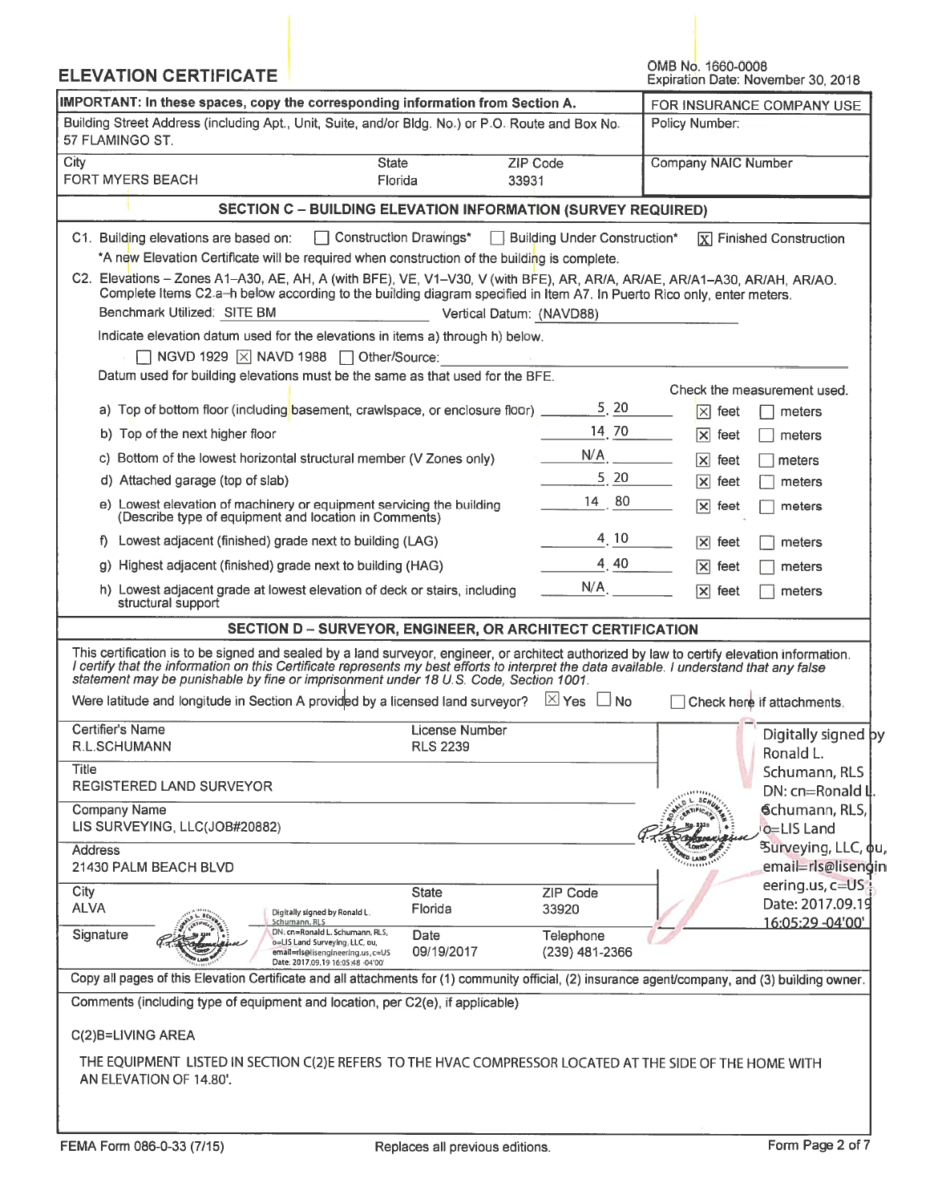# ELEVATION CERTIFICATE

OMB No. 1660-0008
Expiration Date: November 30, 2018

| IMPORTANT: In these spaces, copy the corresponding information from Section A. | | | FOR INSURANCE COMPANY USE |
|---|---|---|---|
| Building Street Address (including Apt., Unit, Suite, and/or Bldg. No.) or P.O. Route and Box No.<br>57 FLAMINGO ST. | | | Policy Number: |
| City<br>FORT MYERS BEACH | State<br>Florida | ZIP Code<br>33931 | Company NAIC Number |

## SECTION C – BUILDING ELEVATION INFORMATION (SURVEY REQUIRED)

C1. Building elevations are based on: ☐ Construction Drawings* ☐ Building Under Construction* ☒ Finished Construction

*A new Elevation Certificate will be required when construction of the building is complete.

C2. Elevations – Zones A1–A30, AE, AH, A (with BFE), VE, V1–V30, V (with BFE), AR, AR/A, AR/AE, AR/A1–A30, AR/AH, AR/AO. Complete Items C2.a–h below according to the building diagram specified in Item A7. In Puerto Rico only, enter meters.

Benchmark Utilized: SITE BM Vertical Datum: (NAVD88)

Indicate elevation datum used for the elevations in items a) through h) below.

☐ NGVD 1929 ☒ NAVD 1988 ☐ Other/Source:

Datum used for building elevations must be the same as that used for the BFE.

| | | Check the measurement used. |
|---|---|---|
| a) Top of bottom floor (including basement, crawlspace, or enclosure floor) | 5.20 | ☒ feet ☐ meters |
| b) Top of the next higher floor | 14.70 | ☒ feet ☐ meters |
| c) Bottom of the lowest horizontal structural member (V Zones only) | N/A | ☒ feet ☐ meters |
| d) Attached garage (top of slab) | 5.20 | ☒ feet ☐ meters |
| e) Lowest elevation of machinery or equipment servicing the building (Describe type of equipment and location in Comments) | 14.80 | ☒ feet ☐ meters |
| f) Lowest adjacent (finished) grade next to building (LAG) | 4.10 | ☒ feet ☐ meters |
| g) Highest adjacent (finished) grade next to building (HAG) | 4.40 | ☒ feet ☐ meters |
| h) Lowest adjacent grade at lowest elevation of deck or stairs, including structural support | N/A | ☒ feet ☐ meters |

## SECTION D – SURVEYOR, ENGINEER, OR ARCHITECT CERTIFICATION

This certification is to be signed and sealed by a land surveyor, engineer, or architect authorized by law to certify elevation information. *I certify that the information on this Certificate represents my best efforts to interpret the data available. I understand that any false statement may be punishable by fine or imprisonment under 18 U.S. Code, Section 1001.*

Were latitude and longitude in Section A provided by a licensed land surveyor? ☒ Yes ☐ No ☐ Check here if attachments.

| Certifier's Name<br>R.L.SCHUMANN | License Number<br>RLS 2239 | | Digitally signed by Ronald L. Schumann, RLS DN: cn=Ronald L. Schumann, RLS, o=LIS Land Surveying, LLC, ou, email=rls@lisengineering.us, c=US Date: 2017.09.19 16:05:29 -04'00' |
|---|---|---|---|
| Title<br>REGISTERED LAND SURVEYOR | | | |
| Company Name<br>LIS SURVEYING, LLC(JOB#20882) | | | |
| Address<br>21430 PALM BEACH BLVD | | | |
| City<br>ALVA | State<br>Florida | ZIP Code<br>33920 | |
| Signature<br>Digitally signed by Ronald L. Schumann, RLS DN: cn=Ronald L. Schumann, RLS, o=LIS Land Surveying, LLC, ou, email=rls@lisengineering.us, c=US Date: 2017.09.19 16:05:48 -04'00' | Date<br>09/19/2017 | Telephone<br>(239) 481-2366 | |

Copy all pages of this Elevation Certificate and all attachments for (1) community official, (2) insurance agent/company, and (3) building owner.

Comments (including type of equipment and location, per C2(e), if applicable)

C(2)B=LIVING AREA

THE EQUIPMENT LISTED IN SECTION C(2)E REFERS TO THE HVAC COMPRESSOR LOCATED AT THE SIDE OF THE HOME WITH AN ELEVATION OF 14.80'.

FEMA Form 086-0-33 (7/15) Replaces all previous editions.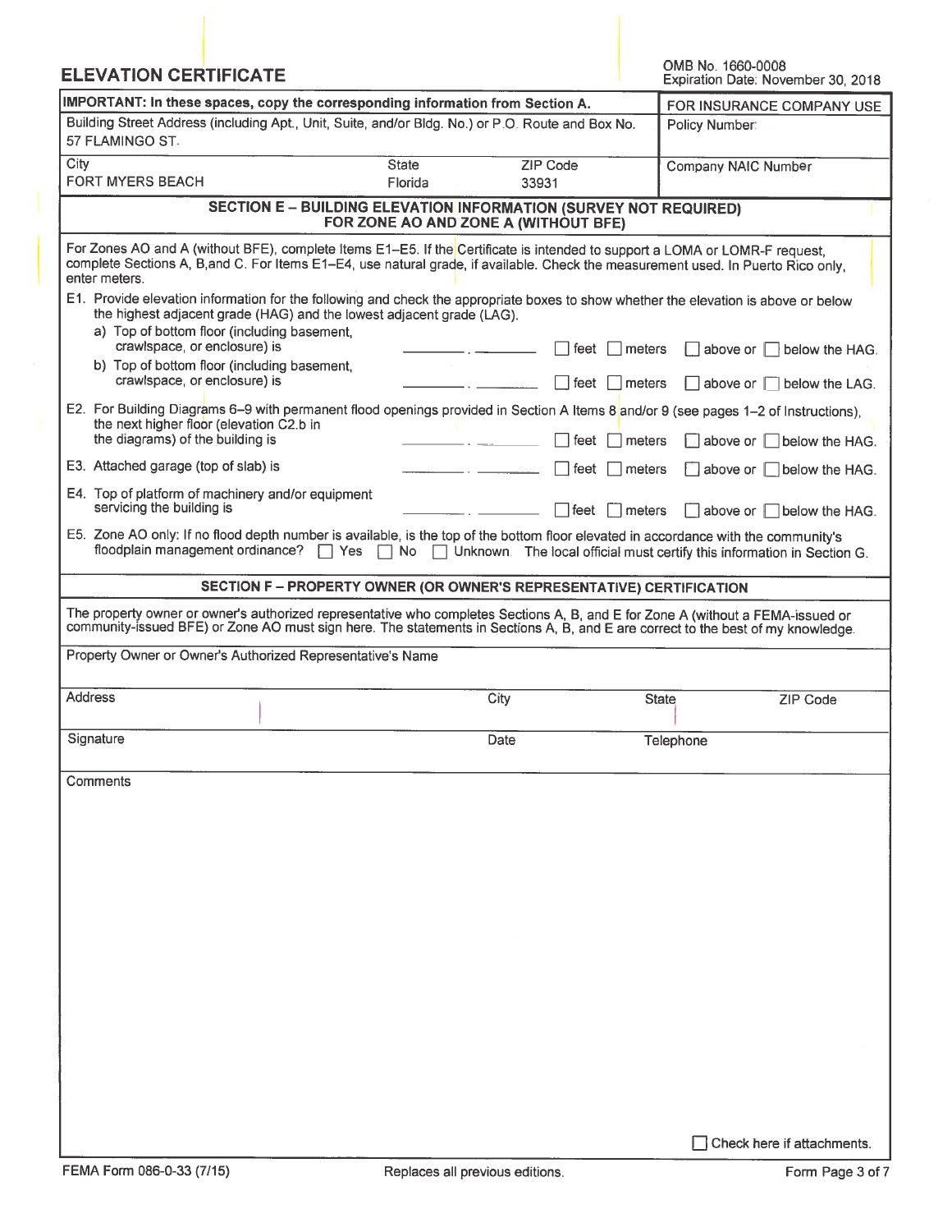# ELEVATION CERTIFICATE

OMB No. 1660-0008
Expiration Date: November 30, 2018

| IMPORTANT: In these spaces, copy the corresponding information from Section A. | | | FOR INSURANCE COMPANY USE |
|---|---|---|---|
| Building Street Address (including Apt., Unit, Suite, and/or Bldg. No.) or P.O. Route and Box No. 57 FLAMINGO ST. | | | Policy Number: |
| City FORT MYERS BEACH | State Florida | ZIP Code 33931 | Company NAIC Number |

## SECTION E – BUILDING ELEVATION INFORMATION (SURVEY NOT REQUIRED) FOR ZONE AO AND ZONE A (WITHOUT BFE)

For Zones AO and A (without BFE), complete Items E1–E5. If the Certificate is intended to support a LOMA or LOMR-F request, complete Sections A, B, and C. For Items E1–E4, use natural grade, if available. Check the measurement used. In Puerto Rico only, enter meters.

E1. Provide elevation information for the following and check the appropriate boxes to show whether the elevation is above or below the highest adjacent grade (HAG) and the lowest adjacent grade (LAG).

a) Top of bottom floor (including basement, crawlspace, or enclosure) is ______ . ______ ☐ feet ☐ meters ☐ above or ☐ below the HAG.

b) Top of bottom floor (including basement, crawlspace, or enclosure) is ______ . ______ ☐ feet ☐ meters ☐ above or ☐ below the LAG.

E2. For Building Diagrams 6–9 with permanent flood openings provided in Section A Items 8 and/or 9 (see pages 1–2 of Instructions), the next higher floor (elevation C2.b in the diagrams) of the building is ______ . ______ ☐ feet ☐ meters ☐ above or ☐ below the HAG.

E3. Attached garage (top of slab) is ______ . ______ ☐ feet ☐ meters ☐ above or ☐ below the HAG.

E4. Top of platform of machinery and/or equipment servicing the building is ______ . ______ ☐ feet ☐ meters ☐ above or ☐ below the HAG.

E5. Zone AO only: If no flood depth number is available, is the top of the bottom floor elevated in accordance with the community's floodplain management ordinance? ☐ Yes ☐ No ☐ Unknown. The local official must certify this information in Section G.

## SECTION F – PROPERTY OWNER (OR OWNER'S REPRESENTATIVE) CERTIFICATION

The property owner or owner's authorized representative who completes Sections A, B, and E for Zone A (without a FEMA-issued or community-issued BFE) or Zone AO must sign here. The statements in Sections A, B, and E are correct to the best of my knowledge.

Property Owner or Owner's Authorized Representative's Name

| Address | City | State | ZIP Code |
|---|---|---|---|
| | | | |

| Signature | Date | Telephone |
|---|---|---|
| | | |

Comments

☐ Check here if attachments.

FEMA Form 086-0-33 (7/15) Replaces all previous editions.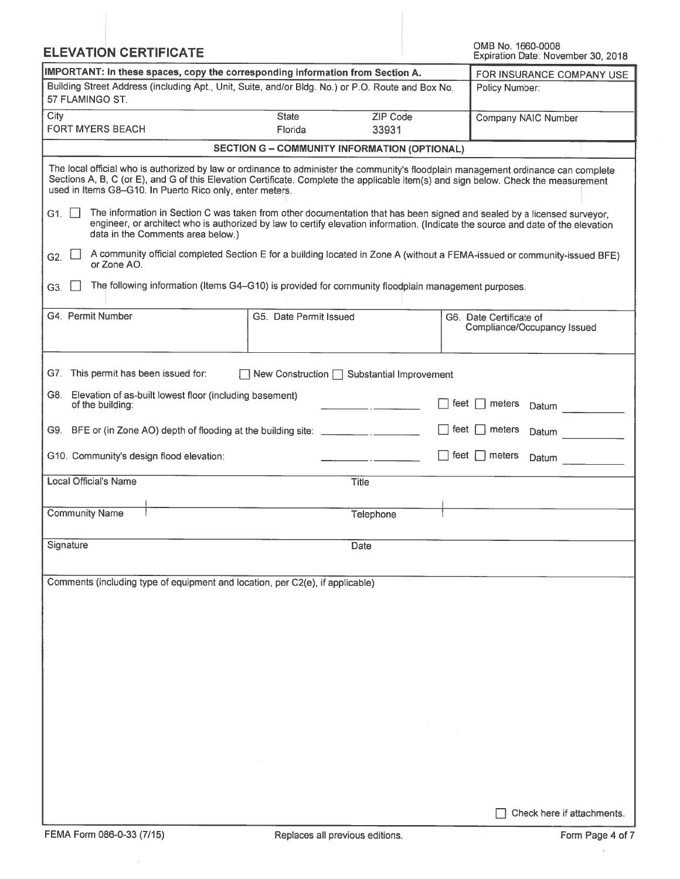# ELEVATION CERTIFICATE

OMB No. 1660-0008
Expiration Date: November 30, 2018

| IMPORTANT: In these spaces, copy the corresponding information from Section A. | | | FOR INSURANCE COMPANY USE |
|---|---|---|---|
| Building Street Address (including Apt., Unit, Suite, and/or Bldg. No.) or P.O. Route and Box No.<br>57 FLAMINGO ST. | | | Policy Number: |
| City<br>FORT MYERS BEACH | State<br>Florida | ZIP Code<br>33931 | Company NAIC Number |

## SECTION G – COMMUNITY INFORMATION (OPTIONAL)

The local official who is authorized by law or ordinance to administer the community's floodplain management ordinance can complete Sections A, B, C (or E), and G of this Elevation Certificate. Complete the applicable item(s) and sign below. Check the measurement used in Items G8–G10. In Puerto Rico only, enter meters.

G1. ☐ The information in Section C was taken from other documentation that has been signed and sealed by a licensed surveyor, engineer, or architect who is authorized by law to certify elevation information. (Indicate the source and date of the elevation data in the Comments area below.)

G2. ☐ A community official completed Section E for a building located in Zone A (without a FEMA-issued or community-issued BFE) or Zone AO.

G3. ☐ The following information (Items G4–G10) is provided for community floodplain management purposes.

| G4. Permit Number | G5. Date Permit Issued | G6. Date Certificate of Compliance/Occupancy Issued |
|---|---|---|
| | | |

G7. This permit has been issued for: ☐ New Construction ☐ Substantial Improvement

G8. Elevation of as-built lowest floor (including basement) of the building: \_\_\_\_\_\_.\_\_\_\_\_\_ ☐ feet ☐ meters Datum \_\_\_\_\_\_

G9. BFE or (in Zone AO) depth of flooding at the building site: \_\_\_\_\_\_.\_\_\_\_\_\_ ☐ feet ☐ meters Datum \_\_\_\_\_\_

G10. Community's design flood elevation: \_\_\_\_\_\_.\_\_\_\_\_\_ ☐ feet ☐ meters Datum \_\_\_\_\_\_

| Local Official's Name | Title |
|---|---|
| Community Name | Telephone |
| Signature | Date |

Comments (including type of equipment and location, per C2(e), if applicable)

☐ Check here if attachments.

FEMA Form 086-0-33 (7/15) Replaces all previous editions.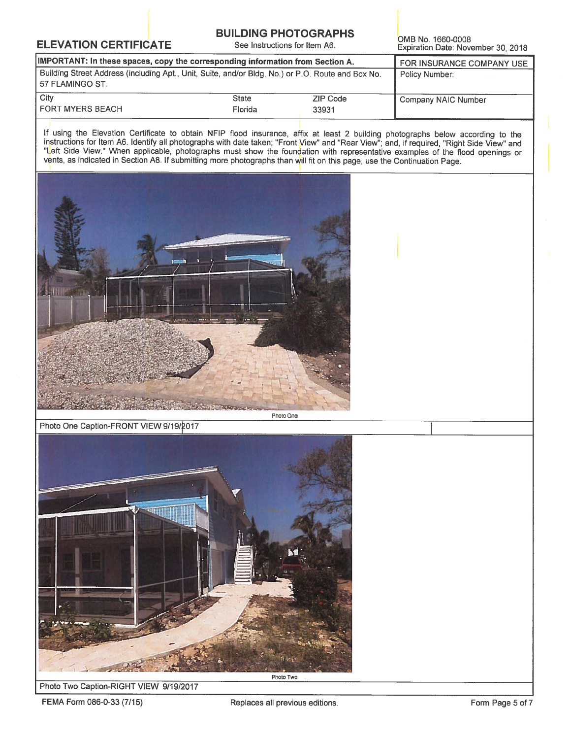**ELEVATION CERTIFICATE**

## BUILDING PHOTOGRAPHS

See Instructions for Item A6.

OMB No. 1660-0008
Expiration Date: November 30, 2018

| IMPORTANT: In these spaces, copy the corresponding information from Section A. | | | FOR INSURANCE COMPANY USE |
|---|---|---|---|
| Building Street Address (including Apt., Unit, Suite, and/or Bldg. No.) or P.O. Route and Box No.<br>57 FLAMINGO ST. | | | Policy Number: |
| City<br>FORT MYERS BEACH | State<br>Florida | ZIP Code<br>33931 | Company NAIC Number |

If using the Elevation Certificate to obtain NFIP flood insurance, affix at least 2 building photographs below according to the instructions for Item A6. Identify all photographs with date taken; "Front View" and "Rear View"; and, if required, "Right Side View" and "Left Side View." When applicable, photographs must show the foundation with representative examples of the flood openings or vents, as indicated in Section A8. If submitting more photographs than will fit on this page, use the Continuation Page.

Photo One

Photo One Caption-FRONT VIEW 9/19/2017

Photo Two

Photo Two Caption-RIGHT VIEW 9/19/2017

FEMA Form 086-0-33 (7/15) Replaces all previous editions.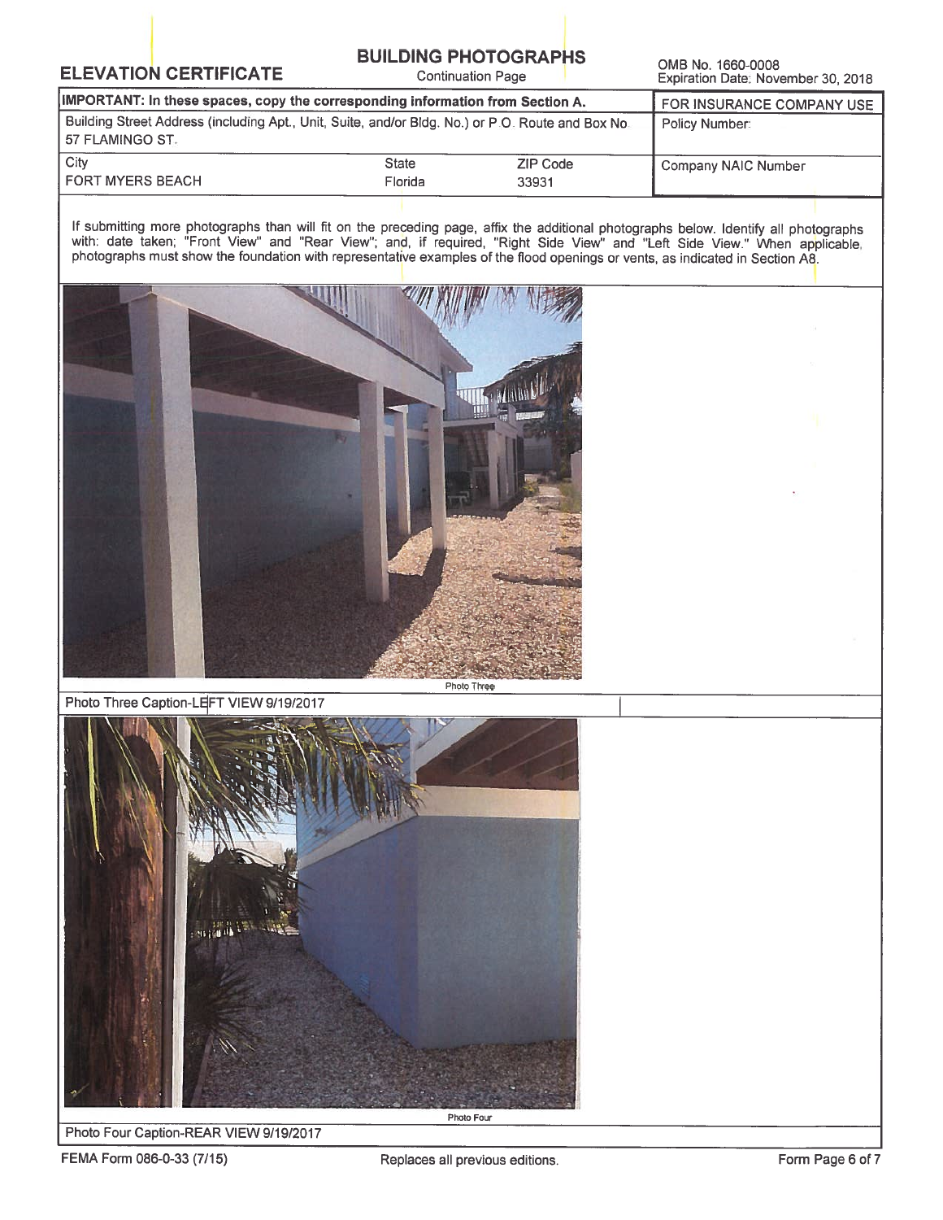**ELEVATION CERTIFICATE**

**BUILDING PHOTOGRAPHS**
Continuation Page

OMB No. 1660-0008
Expiration Date: November 30, 2018

| IMPORTANT: In these spaces, copy the corresponding information from Section A. | | | FOR INSURANCE COMPANY USE |
|---|---|---|---|
| Building Street Address (including Apt., Unit, Suite, and/or Bldg. No.) or P.O. Route and Box No. 57 FLAMINGO ST. | | | Policy Number: |
| City FORT MYERS BEACH | State Florida | ZIP Code 33931 | Company NAIC Number |

If submitting more photographs than will fit on the preceding page, affix the additional photographs below. Identify all photographs with: date taken; "Front View" and "Rear View"; and, if required, "Right Side View" and "Left Side View." When applicable, photographs must show the foundation with representative examples of the flood openings or vents, as indicated in Section A8.

Photo Three

Photo Three Caption-LEFT VIEW 9/19/2017

Photo Four

Photo Four Caption-REAR VIEW 9/19/2017

FEMA Form 086-0-33 (7/15) Replaces all previous editions.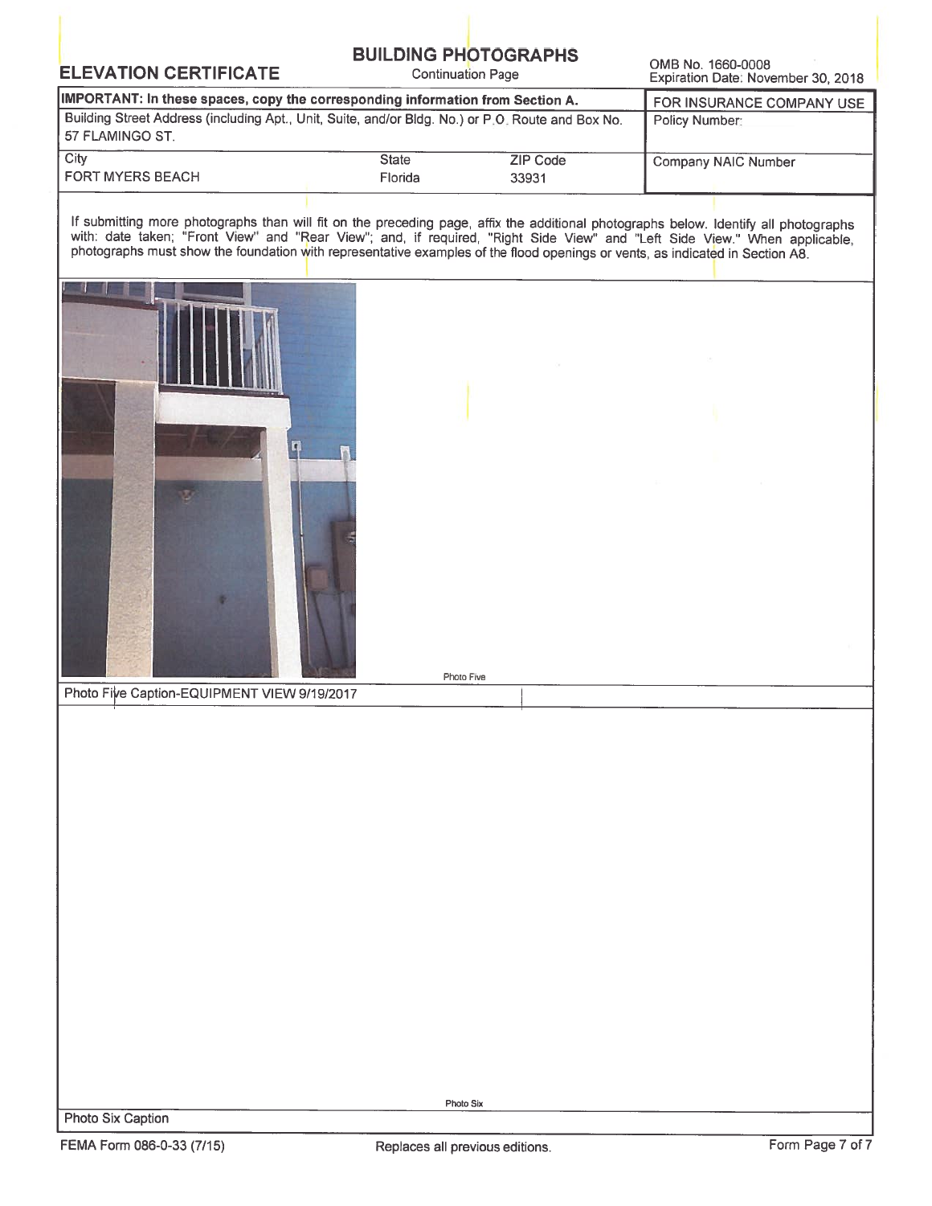# ELEVATION CERTIFICATE

## BUILDING PHOTOGRAPHS

Continuation Page

OMB No. 1660-0008
Expiration Date: November 30, 2018

| IMPORTANT: In these spaces, copy the corresponding information from Section A. | | | FOR INSURANCE COMPANY USE |
|---|---|---|---|
| Building Street Address (including Apt., Unit, Suite, and/or Bldg. No.) or P.O. Route and Box No.<br>57 FLAMINGO ST. | | | Policy Number: |
| City<br>FORT MYERS BEACH | State<br>Florida | ZIP Code<br>33931 | Company NAIC Number |

If submitting more photographs than will fit on the preceding page, affix the additional photographs below. Identify all photographs with: date taken; "Front View" and "Rear View"; and, if required, "Right Side View" and "Left Side View." When applicable, photographs must show the foundation with representative examples of the flood openings or vents, as indicated in Section A8.

Photo Five

Photo Five Caption-EQUIPMENT VIEW 9/19/2017

Photo Six

Photo Six Caption

FEMA Form 086-0-33 (7/15) Replaces all previous editions.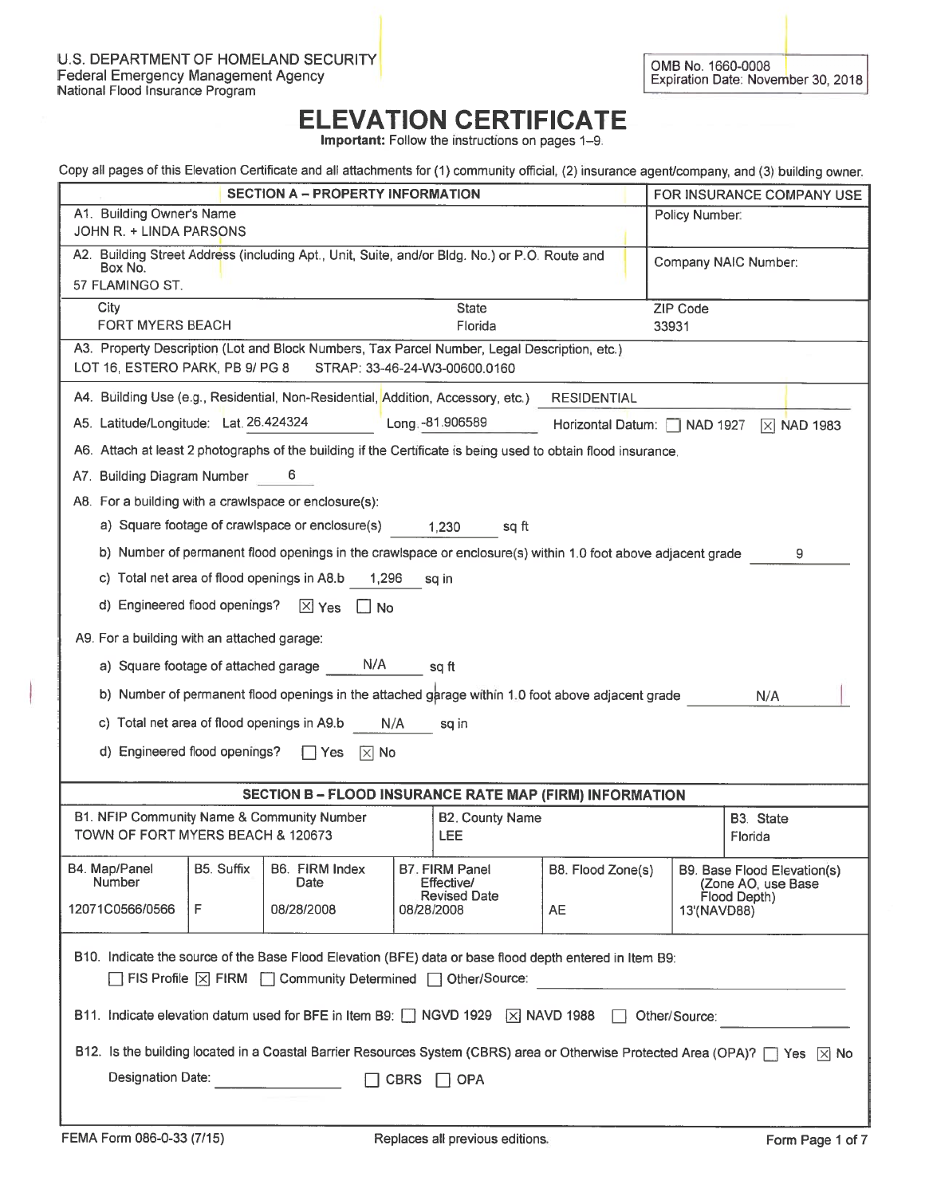U.S. DEPARTMENT OF HOMELAND SECURITY
Federal Emergency Management Agency
National Flood Insurance Program

OMB No. 1660-0008
Expiration Date: November 30, 2018

# ELEVATION CERTIFICATE

**Important:** Follow the instructions on pages 1–9.

Copy all pages of this Elevation Certificate and all attachments for (1) community official, (2) insurance agent/company, and (3) building owner.

## SECTION A – PROPERTY INFORMATION

**FOR INSURANCE COMPANY USE**
Policy Number:
Company NAIC Number:

A1. Building Owner's Name
JOHN R. + LINDA PARSONS

A2. Building Street Address (including Apt., Unit, Suite, and/or Bldg. No.) or P.O. Route and Box No.
57 FLAMINGO ST.

| City | State | ZIP Code |
|---|---|---|
| FORT MYERS BEACH | Florida | 33931 |

A3. Property Description (Lot and Block Numbers, Tax Parcel Number, Legal Description, etc.)
LOT 16, ESTERO PARK, PB 9/ PG 8 STRAP: 33-46-24-W3-00600.0160

A4. Building Use (e.g., Residential, Non-Residential, Addition, Accessory, etc.) RESIDENTIAL

A5. Latitude/Longitude: Lat. 26.424324 Long. -81.906589 Horizontal Datum: ☐ NAD 1927 ☒ NAD 1983

A6. Attach at least 2 photographs of the building if the Certificate is being used to obtain flood insurance.

A7. Building Diagram Number 6

A8. For a building with a crawlspace or enclosure(s):

a) Square footage of crawlspace or enclosure(s) 1,230 sq ft

b) Number of permanent flood openings in the crawlspace or enclosure(s) within 1.0 foot above adjacent grade 9

c) Total net area of flood openings in A8.b 1,296 sq in

d) Engineered flood openings? ☒ Yes ☐ No

A9. For a building with an attached garage:

a) Square footage of attached garage N/A sq ft

b) Number of permanent flood openings in the attached garage within 1.0 foot above adjacent grade N/A

c) Total net area of flood openings in A9.b N/A sq in

d) Engineered flood openings? ☐ Yes ☒ No

## SECTION B – FLOOD INSURANCE RATE MAP (FIRM) INFORMATION

| B1. NFIP Community Name & Community Number | B2. County Name | B3. State |
|---|---|---|
| TOWN OF FORT MYERS BEACH & 120673 | LEE | Florida |

| B4. Map/Panel Number | B5. Suffix | B6. FIRM Index Date | B7. FIRM Panel Effective/Revised Date | B8. Flood Zone(s) | B9. Base Flood Elevation(s) (Zone AO, use Base Flood Depth) |
|---|---|---|---|---|---|
| 12071C0566/0566 | F | 08/28/2008 | 08/28/2008 | AE | 13'(NAVD88) |

B10. Indicate the source of the Base Flood Elevation (BFE) data or base flood depth entered in Item B9:
☐ FIS Profile ☒ FIRM ☐ Community Determined ☐ Other/Source:

B11. Indicate elevation datum used for BFE in Item B9: ☐ NGVD 1929 ☒ NAVD 1988 ☐ Other/Source:

B12. Is the building located in a Coastal Barrier Resources System (CBRS) area or Otherwise Protected Area (OPA)? ☐ Yes ☒ No

Designation Date: ☐ CBRS ☐ OPA

FEMA Form 086-0-33 (7/15) Replaces all previous editions.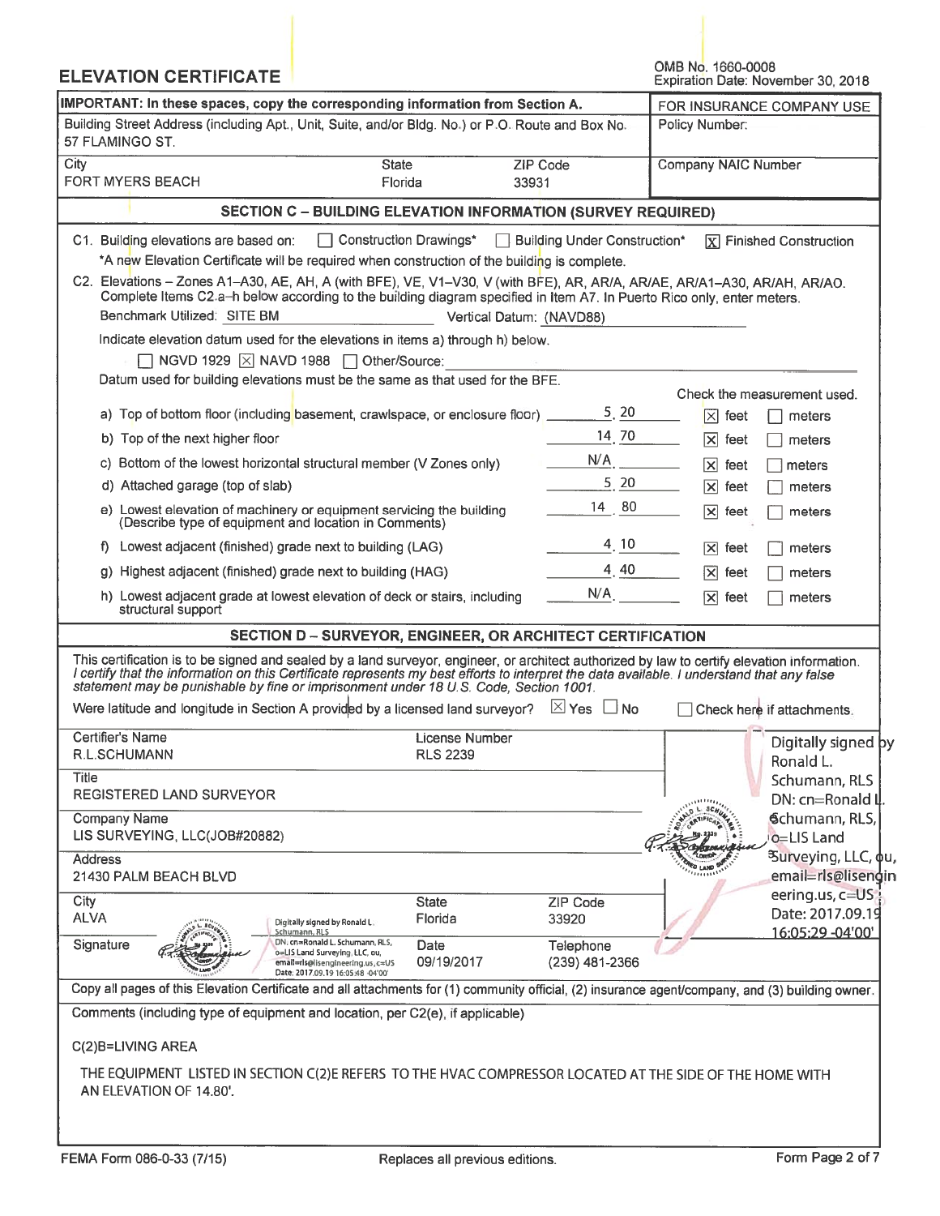## ELEVATION CERTIFICATE

OMB No. 1660-0008
Expiration Date: November 30, 2018

| IMPORTANT: In these spaces, copy the corresponding information from Section A. | | | FOR INSURANCE COMPANY USE |
|---|---|---|---|
| Building Street Address (including Apt., Unit, Suite, and/or Bldg. No.) or P.O. Route and Box No. 57 FLAMINGO ST. | | | Policy Number: |
| City FORT MYERS BEACH | State Florida | ZIP Code 33931 | Company NAIC Number |

### SECTION C – BUILDING ELEVATION INFORMATION (SURVEY REQUIRED)

C1. Building elevations are based on: ☐ Construction Drawings* ☐ Building Under Construction* ☒ Finished Construction

*A new Elevation Certificate will be required when construction of the building is complete.

C2. Elevations – Zones A1–A30, AE, AH, A (with BFE), VE, V1–V30, V (with BFE), AR, AR/A, AR/AE, AR/A1–A30, AR/AH, AR/AO. Complete Items C2.a–h below according to the building diagram specified in Item A7. In Puerto Rico only, enter meters.

Benchmark Utilized: SITE BM Vertical Datum: (NAVD88)

Indicate elevation datum used for the elevations in items a) through h) below.

☐ NGVD 1929 ☒ NAVD 1988 ☐ Other/Source:

Datum used for building elevations must be the same as that used for the BFE.

| Item | Elevation | Check the measurement used. |
|---|---|---|
| a) Top of bottom floor (including basement, crawlspace, or enclosure floor) | 5.20 | ☒ feet ☐ meters |
| b) Top of the next higher floor | 14.70 | ☒ feet ☐ meters |
| c) Bottom of the lowest horizontal structural member (V Zones only) | N/A | ☒ feet ☐ meters |
| d) Attached garage (top of slab) | 5.20 | ☒ feet ☐ meters |
| e) Lowest elevation of machinery or equipment servicing the building (Describe type of equipment and location in Comments) | 14.80 | ☒ feet ☐ meters |
| f) Lowest adjacent (finished) grade next to building (LAG) | 4.10 | ☒ feet ☐ meters |
| g) Highest adjacent (finished) grade next to building (HAG) | 4.40 | ☒ feet ☐ meters |
| h) Lowest adjacent grade at lowest elevation of deck or stairs, including structural support | N/A | ☒ feet ☐ meters |

### SECTION D – SURVEYOR, ENGINEER, OR ARCHITECT CERTIFICATION

This certification is to be signed and sealed by a land surveyor, engineer, or architect authorized by law to certify elevation information. *I certify that the information on this Certificate represents my best efforts to interpret the data available. I understand that any false statement may be punishable by fine or imprisonment under 18 U.S. Code, Section 1001.*

Were latitude and longitude in Section A provided by a licensed land surveyor? ☒ Yes ☐ No ☐ Check here if attachments.

| Certifier's Name R.L.SCHUMANN | License Number RLS 2239 | | Digitally signed by Ronald L. Schumann, RLS DN: cn=Ronald L. Schumann, RLS, o=LIS Land Surveying, LLC, ou, email=rls@lisengineering.us, c=US Date: 2017.09.19 16:05:29 -04'00' |
|---|---|---|---|
| Title REGISTERED LAND SURVEYOR | | | |
| Company Name LIS SURVEYING, LLC(JOB#20882) | | | |
| Address 21430 PALM BEACH BLVD | | | |
| City ALVA | State Florida | ZIP Code 33920 | |
| Signature (Digitally signed by Ronald L. Schumann, RLS DN: cn=Ronald L. Schumann, RLS, o=LIS Land Surveying, LLC, ou, email=rls@lisengineering.us, c=US Date: 2017.09.19 16:05:48 -04'00') | Date 09/19/2017 | Telephone (239) 481-2366 | |

Copy all pages of this Elevation Certificate and all attachments for (1) community official, (2) insurance agent/company, and (3) building owner.

Comments (including type of equipment and location, per C2(e), if applicable)

C(2)B=LIVING AREA

THE EQUIPMENT LISTED IN SECTION C(2)E REFERS TO THE HVAC COMPRESSOR LOCATED AT THE SIDE OF THE HOME WITH AN ELEVATION OF 14.80'.

FEMA Form 086-0-33 (7/15) Replaces all previous editions.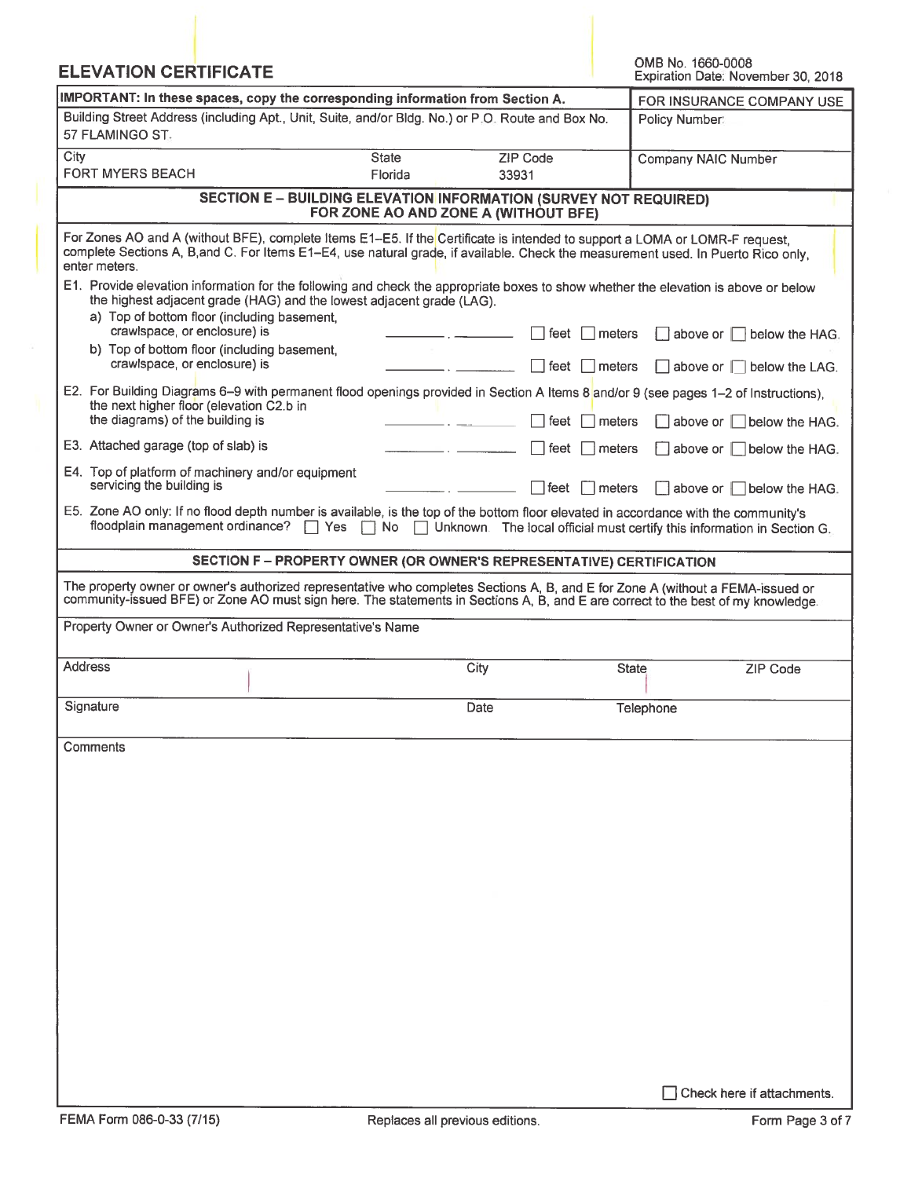# ELEVATION CERTIFICATE

OMB No. 1660-0008
Expiration Date: November 30, 2018

| IMPORTANT: In these spaces, copy the corresponding information from Section A. | | | FOR INSURANCE COMPANY USE |
|---|---|---|---|
| Building Street Address (including Apt., Unit, Suite, and/or Bldg. No.) or P.O. Route and Box No. 57 FLAMINGO ST. | | | Policy Number: |
| City FORT MYERS BEACH | State Florida | ZIP Code 33931 | Company NAIC Number |

## SECTION E – BUILDING ELEVATION INFORMATION (SURVEY NOT REQUIRED) FOR ZONE AO AND ZONE A (WITHOUT BFE)

For Zones AO and A (without BFE), complete Items E1–E5. If the Certificate is intended to support a LOMA or LOMR-F request, complete Sections A, B,and C. For Items E1–E4, use natural grade, if available. Check the measurement used. In Puerto Rico only, enter meters.

E1. Provide elevation information for the following and check the appropriate boxes to show whether the elevation is above or below the highest adjacent grade (HAG) and the lowest adjacent grade (LAG).

a) Top of bottom floor (including basement, crawlspace, or enclosure) is ______ . ______ ☐ feet ☐ meters ☐ above or ☐ below the HAG.

b) Top of bottom floor (including basement, crawlspace, or enclosure) is ______ . ______ ☐ feet ☐ meters ☐ above or ☐ below the LAG.

E2. For Building Diagrams 6–9 with permanent flood openings provided in Section A Items 8 and/or 9 (see pages 1–2 of Instructions), the next higher floor (elevation C2.b in the diagrams) of the building is ______ . ______ ☐ feet ☐ meters ☐ above or ☐ below the HAG.

E3. Attached garage (top of slab) is ______ . ______ ☐ feet ☐ meters ☐ above or ☐ below the HAG.

E4. Top of platform of machinery and/or equipment servicing the building is ______ . ______ ☐ feet ☐ meters ☐ above or ☐ below the HAG.

E5. Zone AO only: If no flood depth number is available, is the top of the bottom floor elevated in accordance with the community's floodplain management ordinance? ☐ Yes ☐ No ☐ Unknown. The local official must certify this information in Section G.

## SECTION F – PROPERTY OWNER (OR OWNER'S REPRESENTATIVE) CERTIFICATION

The property owner or owner's authorized representative who completes Sections A, B, and E for Zone A (without a FEMA-issued or community-issued BFE) or Zone AO must sign here. The statements in Sections A, B, and E are correct to the best of my knowledge.

Property Owner or Owner's Authorized Representative's Name

| Address | City | State | ZIP Code |
|---|---|---|---|
| | | | |

| Signature | Date | Telephone |
|---|---|---|
| | | |

Comments

☐ Check here if attachments.

FEMA Form 086-0-33 (7/15) Replaces all previous editions.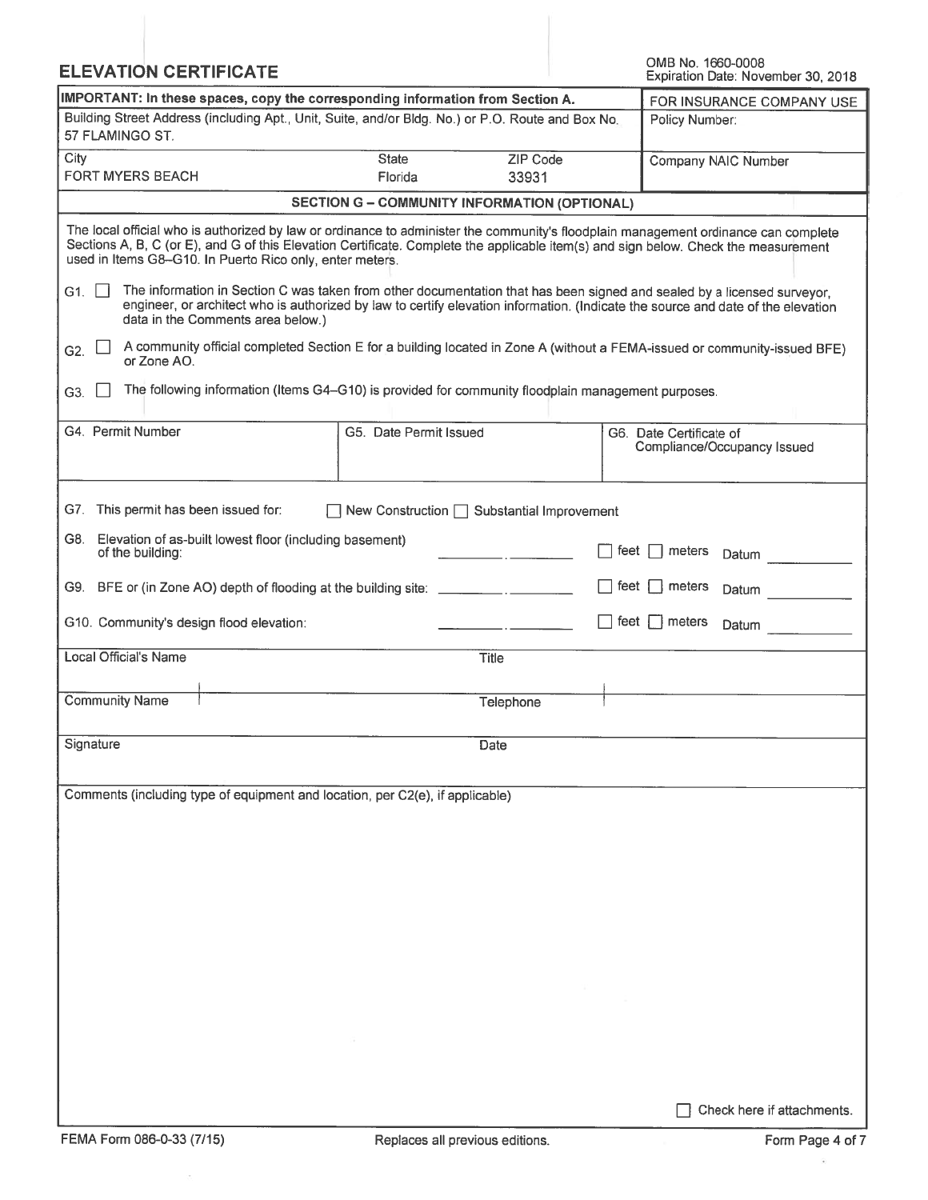# ELEVATION CERTIFICATE

OMB No. 1660-0008
Expiration Date: November 30, 2018

| IMPORTANT: In these spaces, copy the corresponding information from Section A. | | | FOR INSURANCE COMPANY USE |
|---|---|---|---|
| Building Street Address (including Apt., Unit, Suite, and/or Bldg. No.) or P.O. Route and Box No.<br>57 FLAMINGO ST. | | | Policy Number: |
| City<br>FORT MYERS BEACH | State<br>Florida | ZIP Code<br>33931 | Company NAIC Number |

## SECTION G – COMMUNITY INFORMATION (OPTIONAL)

The local official who is authorized by law or ordinance to administer the community's floodplain management ordinance can complete Sections A, B, C (or E), and G of this Elevation Certificate. Complete the applicable item(s) and sign below. Check the measurement used in Items G8–G10. In Puerto Rico only, enter meters.

G1. ☐ The information in Section C was taken from other documentation that has been signed and sealed by a licensed surveyor, engineer, or architect who is authorized by law to certify elevation information. (Indicate the source and date of the elevation data in the Comments area below.)

G2. ☐ A community official completed Section E for a building located in Zone A (without a FEMA-issued or community-issued BFE) or Zone AO.

G3. ☐ The following information (Items G4–G10) is provided for community floodplain management purposes.

| G4. Permit Number | G5. Date Permit Issued | G6. Date Certificate of Compliance/Occupancy Issued |
|---|---|---|
| | | |

G7. This permit has been issued for: ☐ New Construction ☐ Substantial Improvement

G8. Elevation of as-built lowest floor (including basement) of the building: ______.______ ☐ feet ☐ meters Datum ______

G9. BFE or (in Zone AO) depth of flooding at the building site: ______.______ ☐ feet ☐ meters Datum ______

G10. Community's design flood elevation: ______.______ ☐ feet ☐ meters Datum ______

| Local Official's Name | Title |
|---|---|
| Community Name | Telephone |
| Signature | Date |

Comments (including type of equipment and location, per C2(e), if applicable)

☐ Check here if attachments.

FEMA Form 086-0-33 (7/15) Replaces all previous editions. Form Page 4 of 7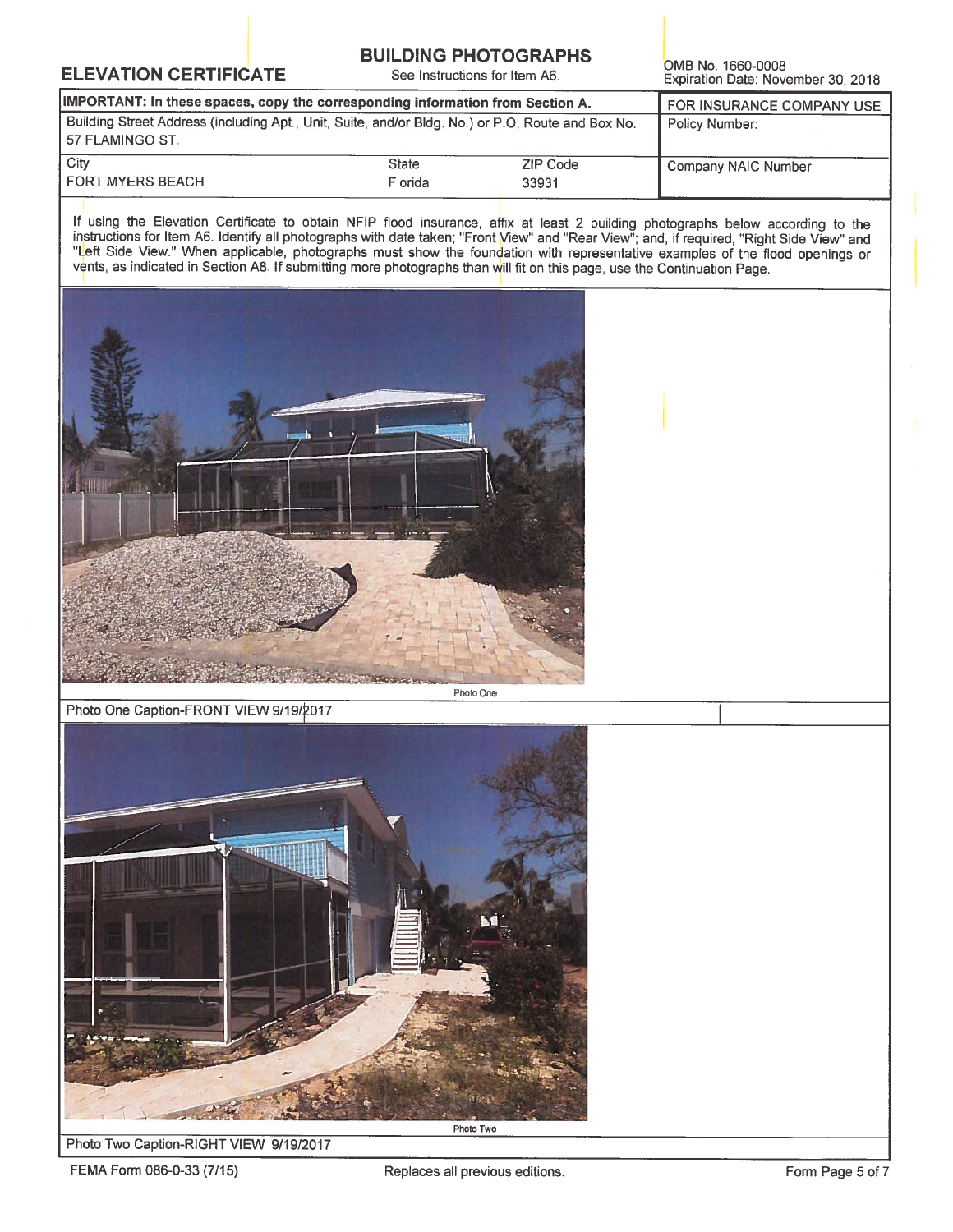**ELEVATION CERTIFICATE**

## BUILDING PHOTOGRAPHS

See Instructions for Item A6.

OMB No. 1660-0008
Expiration Date: November 30, 2018

| IMPORTANT: In these spaces, copy the corresponding information from Section A. | | | FOR INSURANCE COMPANY USE |
|---|---|---|---|
| Building Street Address (including Apt., Unit, Suite, and/or Bldg. No.) or P.O. Route and Box No. 57 FLAMINGO ST. | | | Policy Number: |
| City FORT MYERS BEACH | State Florida | ZIP Code 33931 | Company NAIC Number |

If using the Elevation Certificate to obtain NFIP flood insurance, affix at least 2 building photographs below according to the instructions for Item A6. Identify all photographs with date taken; "Front View" and "Rear View"; and, if required, "Right Side View" and "Left Side View." When applicable, photographs must show the foundation with representative examples of the flood openings or vents, as indicated in Section A8. If submitting more photographs than will fit on this page, use the Continuation Page.

Photo One

Photo One Caption-FRONT VIEW 9/19/2017

Photo Two

Photo Two Caption-RIGHT VIEW 9/19/2017

FEMA Form 086-0-33 (7/15) Replaces all previous editions.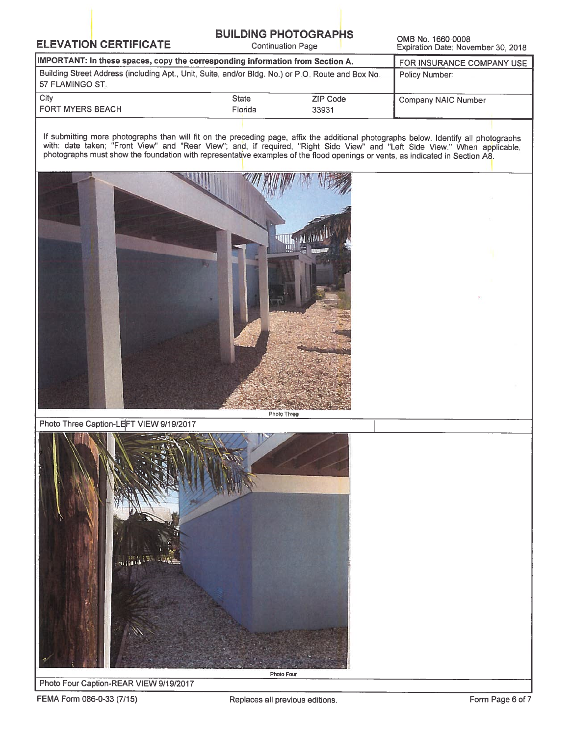# ELEVATION CERTIFICATE

## BUILDING PHOTOGRAPHS

Continuation Page

OMB No. 1660-0008
Expiration Date: November 30, 2018

| IMPORTANT: In these spaces, copy the corresponding information from Section A. | | | FOR INSURANCE COMPANY USE |
|---|---|---|---|
| Building Street Address (including Apt., Unit, Suite, and/or Bldg. No.) or P.O. Route and Box No. 57 FLAMINGO ST. | | | Policy Number: |
| City FORT MYERS BEACH | State Florida | ZIP Code 33931 | Company NAIC Number |

If submitting more photographs than will fit on the preceding page, affix the additional photographs below. Identify all photographs with: date taken; "Front View" and "Rear View"; and, if required, "Right Side View" and "Left Side View." When applicable, photographs must show the foundation with representative examples of the flood openings or vents, as indicated in Section A8.

Photo Three

Photo Three Caption-LEFT VIEW 9/19/2017

Photo Four

Photo Four Caption-REAR VIEW 9/19/2017

FEMA Form 086-0-33 (7/15) Replaces all previous editions.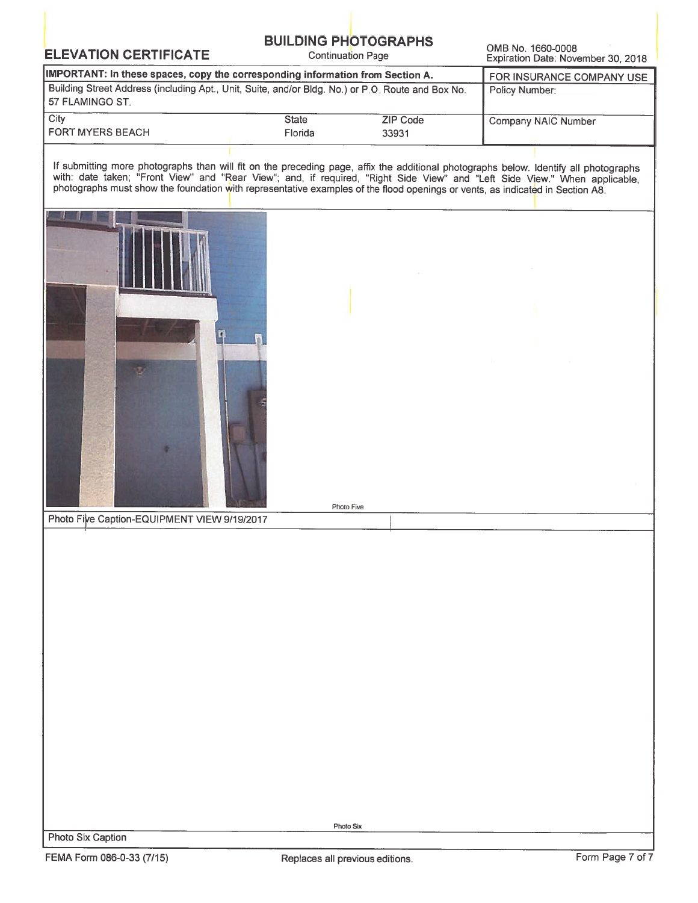# ELEVATION CERTIFICATE

## BUILDING PHOTOGRAPHS

Continuation Page

OMB No. 1660-0008
Expiration Date: November 30, 2018

| IMPORTANT: In these spaces, copy the corresponding information from Section A. | | | FOR INSURANCE COMPANY USE |
|---|---|---|---|
| Building Street Address (including Apt., Unit, Suite, and/or Bldg. No.) or P.O. Route and Box No.<br>57 FLAMINGO ST. | | | Policy Number: |
| City<br>FORT MYERS BEACH | State<br>Florida | ZIP Code<br>33931 | Company NAIC Number |

If submitting more photographs than will fit on the preceding page, affix the additional photographs below. Identify all photographs with: date taken; "Front View" and "Rear View"; and, if required, "Right Side View" and "Left Side View." When applicable, photographs must show the foundation with representative examples of the flood openings or vents, as indicated in Section A8.

Photo Five

Photo Five Caption-EQUIPMENT VIEW 9/19/2017

Photo Six

Photo Six Caption

FEMA Form 086-0-33 (7/15) Replaces all previous editions.